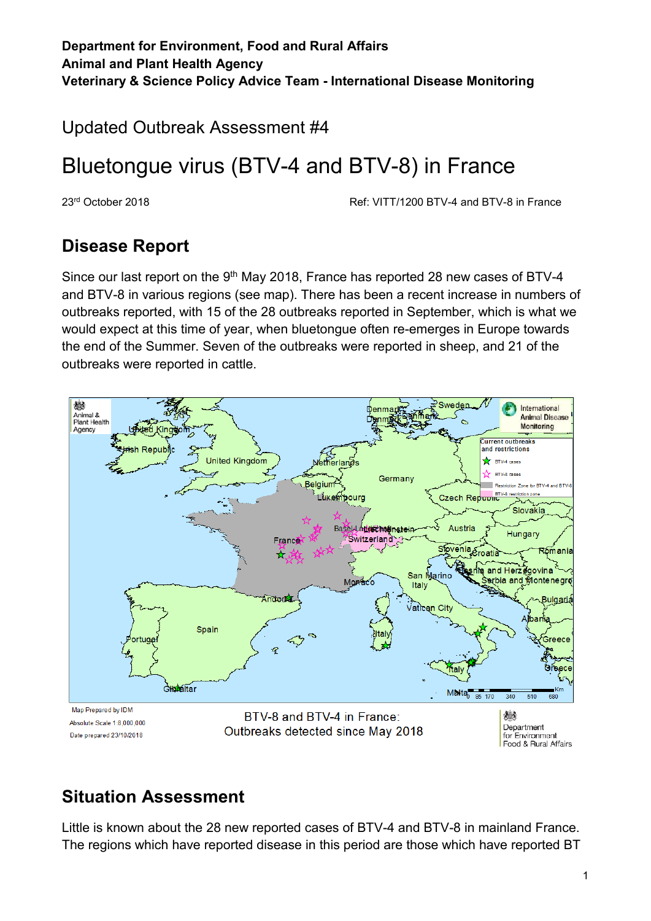**Department for Environment, Food and Rural Affairs**
**Animal and Plant Health Agency**
**Veterinary & Science Policy Advice Team - International Disease Monitoring**

Updated Outbreak Assessment #4

# Bluetongue virus (BTV-4 and BTV-8) in France

23rd October 2018 Ref: VITT/1200 BTV-4 and BTV-8 in France

## Disease Report

Since our last report on the 9th May 2018, France has reported 28 new cases of BTV-4 and BTV-8 in various regions (see map). There has been a recent increase in numbers of outbreaks reported, with 15 of the 28 outbreaks reported in September, which is what we would expect at this time of year, when bluetongue often re-emerges in Europe towards the end of the Summer. Seven of the outbreaks were reported in sheep, and 21 of the outbreaks were reported in cattle.

BTV-8 and BTV-4 in France:
Outbreaks detected since May 2018

## Situation Assessment

Little is known about the 28 new reported cases of BTV-4 and BTV-8 in mainland France. The regions which have reported disease in this period are those which have reported BT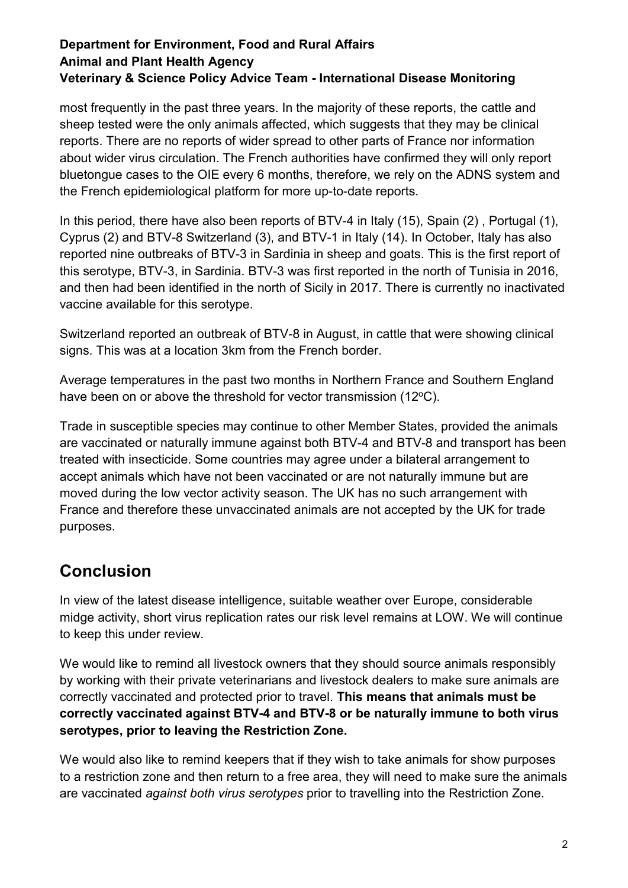most frequently in the past three years. In the majority of these reports, the cattle and sheep tested were the only animals affected, which suggests that they may be clinical reports. There are no reports of wider spread to other parts of France nor information about wider virus circulation. The French authorities have confirmed they will only report bluetongue cases to the OIE every 6 months, therefore, we rely on the ADNS system and the French epidemiological platform for more up-to-date reports.

In this period, there have also been reports of BTV-4 in Italy (15), Spain (2) , Portugal (1), Cyprus (2) and BTV-8 Switzerland (3), and BTV-1 in Italy (14). In October, Italy has also reported nine outbreaks of BTV-3 in Sardinia in sheep and goats. This is the first report of this serotype, BTV-3, in Sardinia. BTV-3 was first reported in the north of Tunisia in 2016, and then had been identified in the north of Sicily in 2017. There is currently no inactivated vaccine available for this serotype.

Switzerland reported an outbreak of BTV-8 in August, in cattle that were showing clinical signs. This was at a location 3km from the French border.

Average temperatures in the past two months in Northern France and Southern England have been on or above the threshold for vector transmission (12$^{o}$C).

Trade in susceptible species may continue to other Member States, provided the animals are vaccinated or naturally immune against both BTV-4 and BTV-8 and transport has been treated with insecticide. Some countries may agree under a bilateral arrangement to accept animals which have not been vaccinated or are not naturally immune but are moved during the low vector activity season. The UK has no such arrangement with France and therefore these unvaccinated animals are not accepted by the UK for trade purposes.

## Conclusion

In view of the latest disease intelligence, suitable weather over Europe, considerable midge activity, short virus replication rates our risk level remains at LOW. We will continue to keep this under review.

We would like to remind all livestock owners that they should source animals responsibly by working with their private veterinarians and livestock dealers to make sure animals are correctly vaccinated and protected prior to travel. **This means that animals must be correctly vaccinated against BTV-4 and BTV-8 or be naturally immune to both virus serotypes, prior to leaving the Restriction Zone.**

We would also like to remind keepers that if they wish to take animals for show purposes to a restriction zone and then return to a free area, they will need to make sure the animals are vaccinated *against both virus serotypes* prior to travelling into the Restriction Zone.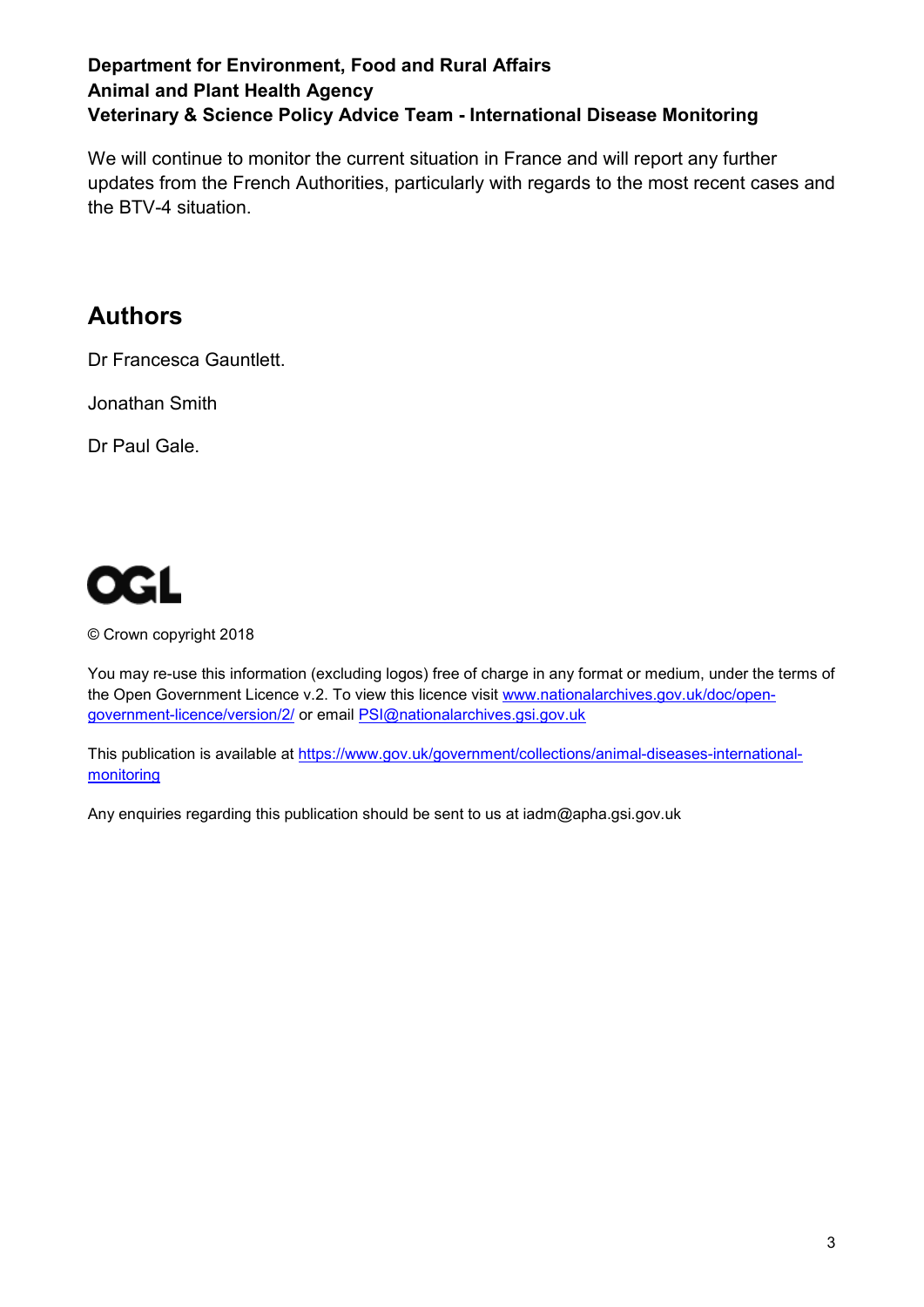**Department for Environment, Food and Rural Affairs**
**Animal and Plant Health Agency**
**Veterinary & Science Policy Advice Team - International Disease Monitoring**

We will continue to monitor the current situation in France and will report any further updates from the French Authorities, particularly with regards to the most recent cases and the BTV-4 situation.

## Authors

Dr Francesca Gauntlett.

Jonathan Smith

Dr Paul Gale.

OGL

© Crown copyright 2018

You may re-use this information (excluding logos) free of charge in any format or medium, under the terms of the Open Government Licence v.2. To view this licence visit www.nationalarchives.gov.uk/doc/open-government-licence/version/2/ or email PSI@nationalarchives.gsi.gov.uk

This publication is available at https://www.gov.uk/government/collections/animal-diseases-international-monitoring

Any enquiries regarding this publication should be sent to us at iadm@apha.gsi.gov.uk